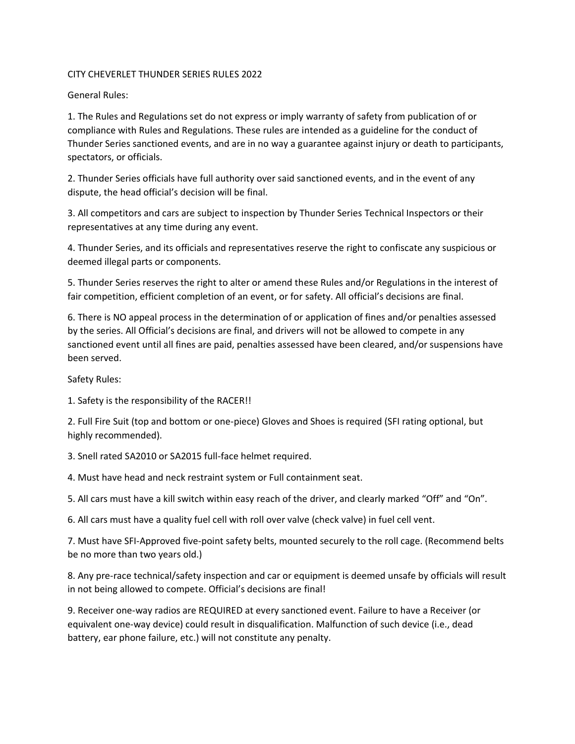# CITY CHEVERLET THUNDER SERIES RULES 2022

## General Rules:

1. The Rules and Regulations set do not express or imply warranty of safety from publication of or compliance with Rules and Regulations. These rules are intended as a guideline for the conduct of Thunder Series sanctioned events, and are in no way a guarantee against injury or death to participants, spectators, or officials.

2. Thunder Series officials have full authority over said sanctioned events, and in the event of any dispute, the head official's decision will be final.

3. All competitors and cars are subject to inspection by Thunder Series Technical Inspectors or their representatives at any time during any event.

4. Thunder Series, and its officials and representatives reserve the right to confiscate any suspicious or deemed illegal parts or components.

5. Thunder Series reserves the right to alter or amend these Rules and/or Regulations in the interest of fair competition, efficient completion of an event, or for safety. All official's decisions are final.

6. There is NO appeal process in the determination of or application of fines and/or penalties assessed by the series. All Official's decisions are final, and drivers will not be allowed to compete in any sanctioned event until all fines are paid, penalties assessed have been cleared, and/or suspensions have been served.

## Safety Rules:

1. Safety is the responsibility of the RACER!!

2. Full Fire Suit (top and bottom or one-piece) Gloves and Shoes is required (SFI rating optional, but highly recommended).

3. Snell rated SA2010 or SA2015 full-face helmet required.

4. Must have head and neck restraint system or Full containment seat.

5. All cars must have a kill switch within easy reach of the driver, and clearly marked "Off" and "On".

6. All cars must have a quality fuel cell with roll over valve (check valve) in fuel cell vent.

7. Must have SFI-Approved five-point safety belts, mounted securely to the roll cage. (Recommend belts be no more than two years old.)

8. Any pre-race technical/safety inspection and car or equipment is deemed unsafe by officials will result in not being allowed to compete. Official's decisions are final!

9. Receiver one-way radios are REQUIRED at every sanctioned event. Failure to have a Receiver (or equivalent one-way device) could result in disqualification. Malfunction of such device (i.e., dead battery, ear phone failure, etc.) will not constitute any penalty.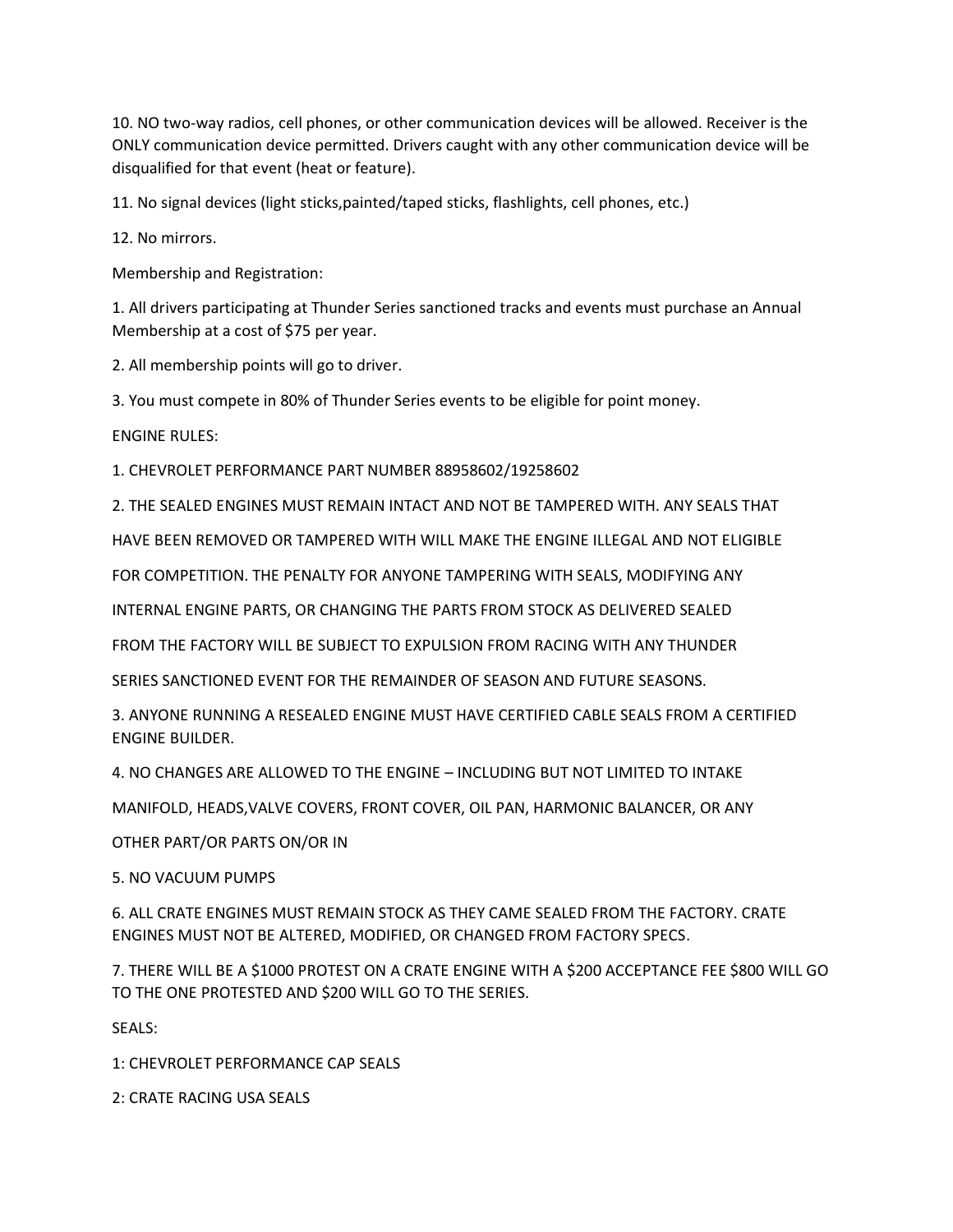10. NO two-way radios, cell phones, or other communication devices will be allowed. Receiver is the ONLY communication device permitted. Drivers caught with any other communication device will be disqualified for that event (heat or feature).

11. No signal devices (light sticks,painted/taped sticks, flashlights, cell phones, etc.)

12. No mirrors.

Membership and Registration:

1. All drivers participating at Thunder Series sanctioned tracks and events must purchase an Annual Membership at a cost of $75 per year.

2. All membership points will go to driver.

3. You must compete in 80% of Thunder Series events to be eligible for point money.

ENGINE RULES:

1. CHEVROLET PERFORMANCE PART NUMBER 88958602/19258602

2. THE SEALED ENGINES MUST REMAIN INTACT AND NOT BE TAMPERED WITH. ANY SEALS THAT HAVE BEEN REMOVED OR TAMPERED WITH WILL MAKE THE ENGINE ILLEGAL AND NOT ELIGIBLE FOR COMPETITION. THE PENALTY FOR ANYONE TAMPERING WITH SEALS, MODIFYING ANY INTERNAL ENGINE PARTS, OR CHANGING THE PARTS FROM STOCK AS DELIVERED SEALED FROM THE FACTORY WILL BE SUBJECT TO EXPULSION FROM RACING WITH ANY THUNDER SERIES SANCTIONED EVENT FOR THE REMAINDER OF SEASON AND FUTURE SEASONS.

3. ANYONE RUNNING A RESEALED ENGINE MUST HAVE CERTIFIED CABLE SEALS FROM A CERTIFIED ENGINE BUILDER.

4. NO CHANGES ARE ALLOWED TO THE ENGINE – INCLUDING BUT NOT LIMITED TO INTAKE MANIFOLD, HEADS,VALVE COVERS, FRONT COVER, OIL PAN, HARMONIC BALANCER, OR ANY OTHER PART/OR PARTS ON/OR IN

5. NO VACUUM PUMPS

6. ALL CRATE ENGINES MUST REMAIN STOCK AS THEY CAME SEALED FROM THE FACTORY. CRATE ENGINES MUST NOT BE ALTERED, MODIFIED, OR CHANGED FROM FACTORY SPECS.

7. THERE WILL BE A $1000 PROTEST ON A CRATE ENGINE WITH A $200 ACCEPTANCE FEE $800 WILL GO TO THE ONE PROTESTED AND $200 WILL GO TO THE SERIES.

SEALS:

1: CHEVROLET PERFORMANCE CAP SEALS

2: CRATE RACING USA SEALS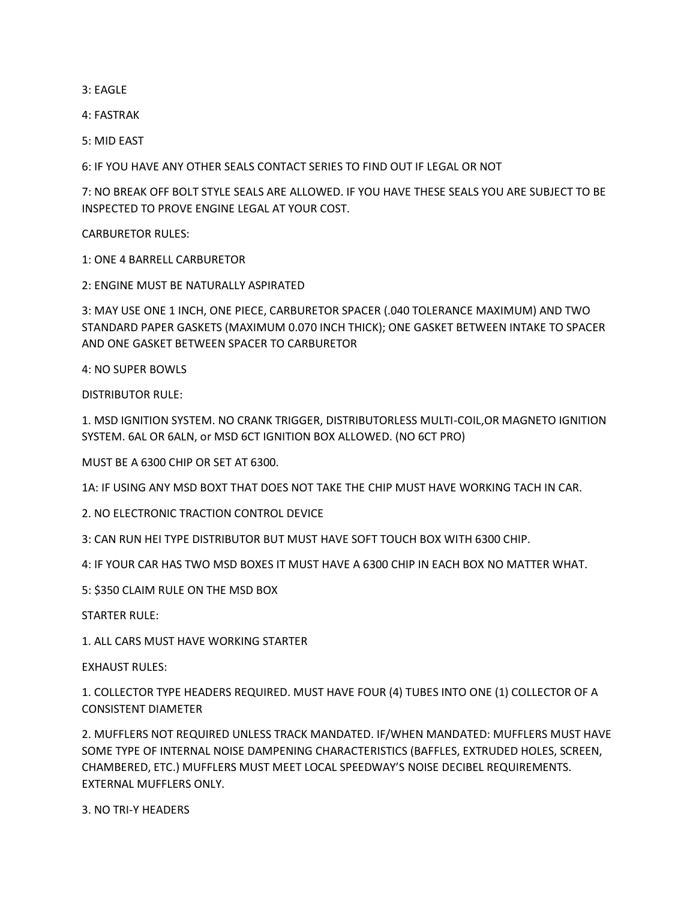3: EAGLE

4: FASTRAK

5: MID EAST

6: IF YOU HAVE ANY OTHER SEALS CONTACT SERIES TO FIND OUT IF LEGAL OR NOT

7: NO BREAK OFF BOLT STYLE SEALS ARE ALLOWED. IF YOU HAVE THESE SEALS YOU ARE SUBJECT TO BE INSPECTED TO PROVE ENGINE LEGAL AT YOUR COST.

CARBURETOR RULES:

1: ONE 4 BARRELL CARBURETOR

2: ENGINE MUST BE NATURALLY ASPIRATED

3: MAY USE ONE 1 INCH, ONE PIECE, CARBURETOR SPACER (.040 TOLERANCE MAXIMUM) AND TWO STANDARD PAPER GASKETS (MAXIMUM 0.070 INCH THICK); ONE GASKET BETWEEN INTAKE TO SPACER AND ONE GASKET BETWEEN SPACER TO CARBURETOR

4: NO SUPER BOWLS

DISTRIBUTOR RULE:

1. MSD IGNITION SYSTEM. NO CRANK TRIGGER, DISTRIBUTORLESS MULTI-COIL,OR MAGNETO IGNITION SYSTEM. 6AL OR 6ALN, or MSD 6CT IGNITION BOX ALLOWED. (NO 6CT PRO)

MUST BE A 6300 CHIP OR SET AT 6300.

1A: IF USING ANY MSD BOXT THAT DOES NOT TAKE THE CHIP MUST HAVE WORKING TACH IN CAR.

2. NO ELECTRONIC TRACTION CONTROL DEVICE

3: CAN RUN HEI TYPE DISTRIBUTOR BUT MUST HAVE SOFT TOUCH BOX WITH 6300 CHIP.

4: IF YOUR CAR HAS TWO MSD BOXES IT MUST HAVE A 6300 CHIP IN EACH BOX NO MATTER WHAT.

5: $350 CLAIM RULE ON THE MSD BOX

STARTER RULE:

1. ALL CARS MUST HAVE WORKING STARTER

EXHAUST RULES:

1. COLLECTOR TYPE HEADERS REQUIRED. MUST HAVE FOUR (4) TUBES INTO ONE (1) COLLECTOR OF A CONSISTENT DIAMETER

2. MUFFLERS NOT REQUIRED UNLESS TRACK MANDATED. IF/WHEN MANDATED: MUFFLERS MUST HAVE SOME TYPE OF INTERNAL NOISE DAMPENING CHARACTERISTICS (BAFFLES, EXTRUDED HOLES, SCREEN, CHAMBERED, ETC.) MUFFLERS MUST MEET LOCAL SPEEDWAY'S NOISE DECIBEL REQUIREMENTS. EXTERNAL MUFFLERS ONLY.

3. NO TRI-Y HEADERS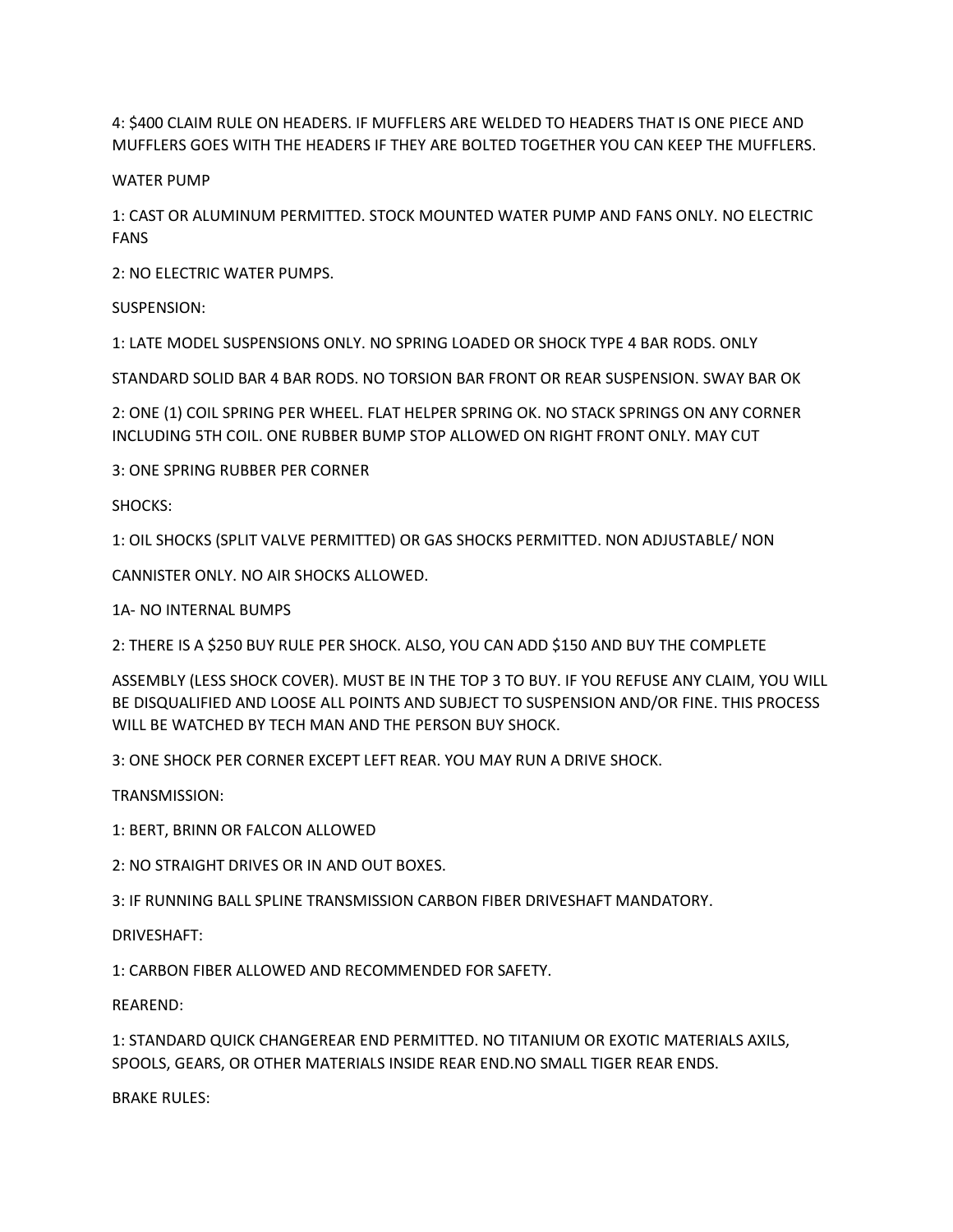4: $400 CLAIM RULE ON HEADERS. IF MUFFLERS ARE WELDED TO HEADERS THAT IS ONE PIECE AND MUFFLERS GOES WITH THE HEADERS IF THEY ARE BOLTED TOGETHER YOU CAN KEEP THE MUFFLERS.

WATER PUMP

1: CAST OR ALUMINUM PERMITTED. STOCK MOUNTED WATER PUMP AND FANS ONLY. NO ELECTRIC FANS

2: NO ELECTRIC WATER PUMPS.

SUSPENSION:

1: LATE MODEL SUSPENSIONS ONLY. NO SPRING LOADED OR SHOCK TYPE 4 BAR RODS. ONLY

STANDARD SOLID BAR 4 BAR RODS. NO TORSION BAR FRONT OR REAR SUSPENSION. SWAY BAR OK

2: ONE (1) COIL SPRING PER WHEEL. FLAT HELPER SPRING OK. NO STACK SPRINGS ON ANY CORNER INCLUDING 5TH COIL. ONE RUBBER BUMP STOP ALLOWED ON RIGHT FRONT ONLY. MAY CUT

3: ONE SPRING RUBBER PER CORNER

SHOCKS:

1: OIL SHOCKS (SPLIT VALVE PERMITTED) OR GAS SHOCKS PERMITTED. NON ADJUSTABLE/ NON

CANNISTER ONLY. NO AIR SHOCKS ALLOWED.

1A- NO INTERNAL BUMPS

2: THERE IS A $250 BUY RULE PER SHOCK. ALSO, YOU CAN ADD $150 AND BUY THE COMPLETE

ASSEMBLY (LESS SHOCK COVER). MUST BE IN THE TOP 3 TO BUY. IF YOU REFUSE ANY CLAIM, YOU WILL BE DISQUALIFIED AND LOOSE ALL POINTS AND SUBJECT TO SUSPENSION AND/OR FINE. THIS PROCESS WILL BE WATCHED BY TECH MAN AND THE PERSON BUY SHOCK.

3: ONE SHOCK PER CORNER EXCEPT LEFT REAR. YOU MAY RUN A DRIVE SHOCK.

TRANSMISSION:

1: BERT, BRINN OR FALCON ALLOWED

2: NO STRAIGHT DRIVES OR IN AND OUT BOXES.

3: IF RUNNING BALL SPLINE TRANSMISSION CARBON FIBER DRIVESHAFT MANDATORY.

DRIVESHAFT:

1: CARBON FIBER ALLOWED AND RECOMMENDED FOR SAFETY.

REAREND:

1: STANDARD QUICK CHANGEREAR END PERMITTED. NO TITANIUM OR EXOTIC MATERIALS AXILS, SPOOLS, GEARS, OR OTHER MATERIALS INSIDE REAR END.NO SMALL TIGER REAR ENDS.

BRAKE RULES: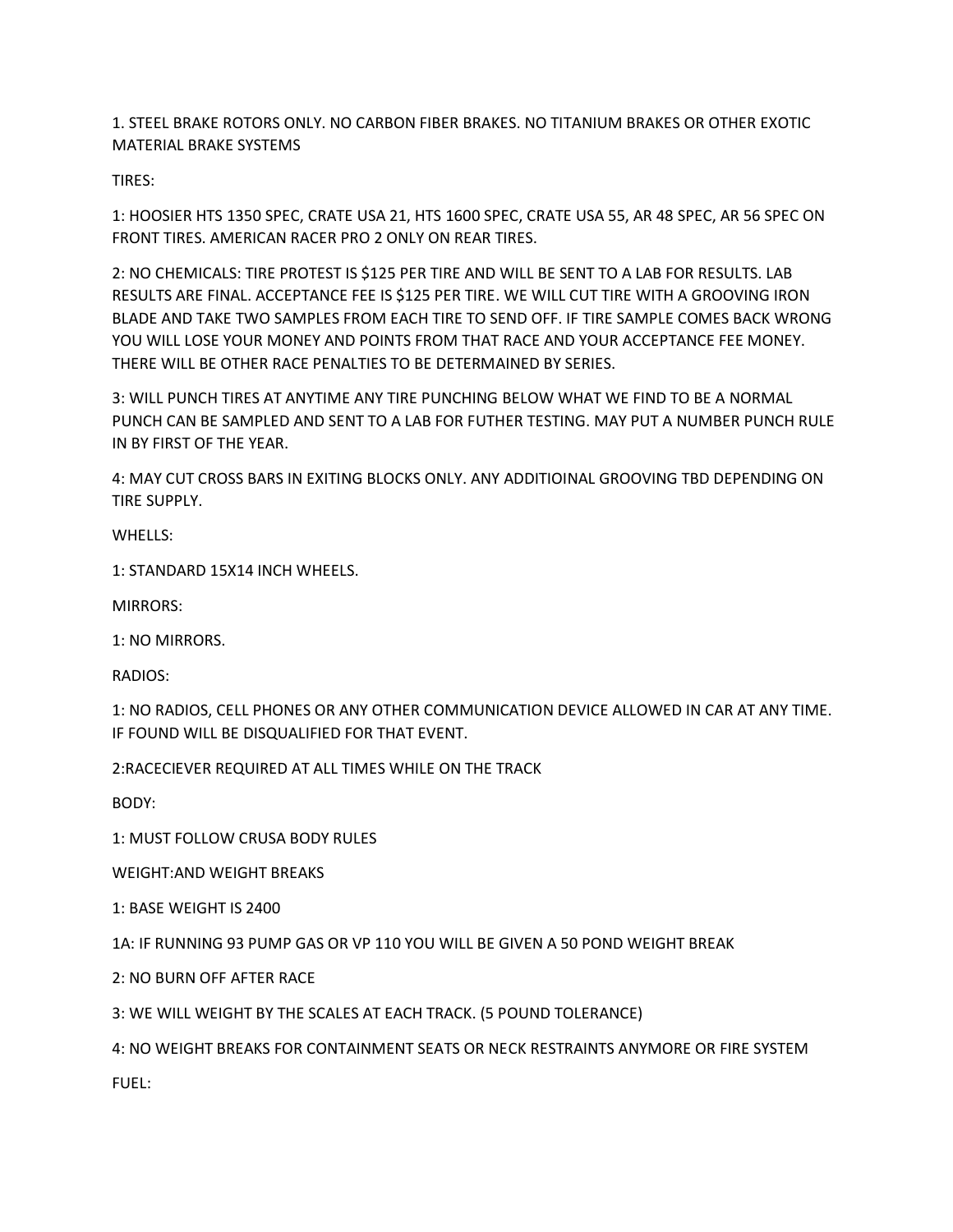1. STEEL BRAKE ROTORS ONLY. NO CARBON FIBER BRAKES. NO TITANIUM BRAKES OR OTHER EXOTIC MATERIAL BRAKE SYSTEMS

TIRES:

1: HOOSIER HTS 1350 SPEC, CRATE USA 21, HTS 1600 SPEC, CRATE USA 55, AR 48 SPEC, AR 56 SPEC ON FRONT TIRES. AMERICAN RACER PRO 2 ONLY ON REAR TIRES.

2: NO CHEMICALS: TIRE PROTEST IS $125 PER TIRE AND WILL BE SENT TO A LAB FOR RESULTS. LAB RESULTS ARE FINAL. ACCEPTANCE FEE IS $125 PER TIRE. WE WILL CUT TIRE WITH A GROOVING IRON BLADE AND TAKE TWO SAMPLES FROM EACH TIRE TO SEND OFF. IF TIRE SAMPLE COMES BACK WRONG YOU WILL LOSE YOUR MONEY AND POINTS FROM THAT RACE AND YOUR ACCEPTANCE FEE MONEY. THERE WILL BE OTHER RACE PENALTIES TO BE DETERMAINED BY SERIES.

3: WILL PUNCH TIRES AT ANYTIME ANY TIRE PUNCHING BELOW WHAT WE FIND TO BE A NORMAL PUNCH CAN BE SAMPLED AND SENT TO A LAB FOR FUTHER TESTING. MAY PUT A NUMBER PUNCH RULE IN BY FIRST OF THE YEAR.

4: MAY CUT CROSS BARS IN EXITING BLOCKS ONLY. ANY ADDITIOINAL GROOVING TBD DEPENDING ON TIRE SUPPLY.

WHELLS:

1: STANDARD 15X14 INCH WHEELS.

MIRRORS:

1: NO MIRRORS.

RADIOS:

1: NO RADIOS, CELL PHONES OR ANY OTHER COMMUNICATION DEVICE ALLOWED IN CAR AT ANY TIME. IF FOUND WILL BE DISQUALIFIED FOR THAT EVENT.

2:RACECIEVER REQUIRED AT ALL TIMES WHILE ON THE TRACK

BODY:

1: MUST FOLLOW CRUSA BODY RULES

WEIGHT:AND WEIGHT BREAKS

1: BASE WEIGHT IS 2400

1A: IF RUNNING 93 PUMP GAS OR VP 110 YOU WILL BE GIVEN A 50 POND WEIGHT BREAK

2: NO BURN OFF AFTER RACE

3: WE WILL WEIGHT BY THE SCALES AT EACH TRACK. (5 POUND TOLERANCE)

4: NO WEIGHT BREAKS FOR CONTAINMENT SEATS OR NECK RESTRAINTS ANYMORE OR FIRE SYSTEM

FUEL: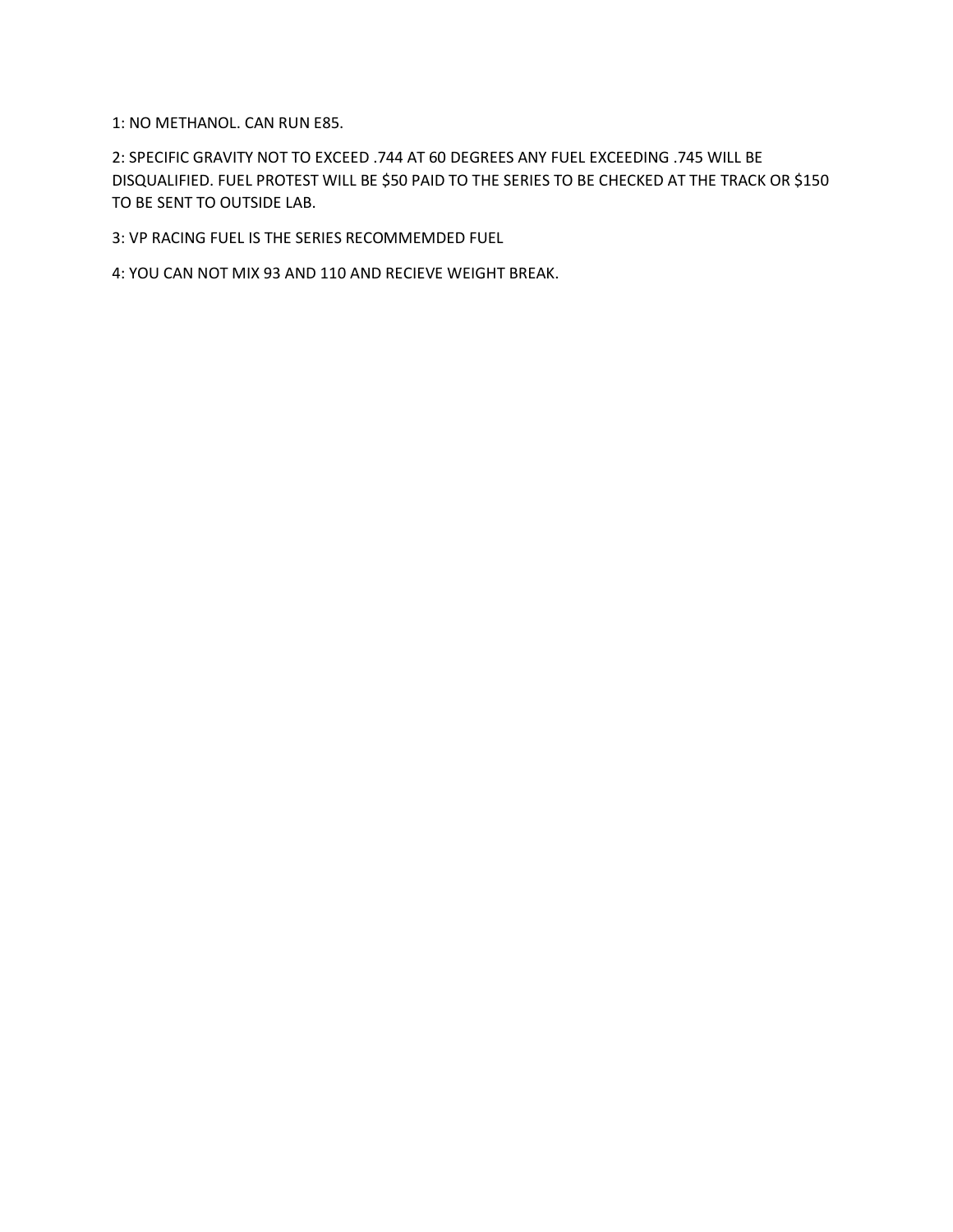1: NO METHANOL. CAN RUN E85.

2: SPECIFIC GRAVITY NOT TO EXCEED .744 AT 60 DEGREES ANY FUEL EXCEEDING .745 WILL BE DISQUALIFIED. FUEL PROTEST WILL BE $50 PAID TO THE SERIES TO BE CHECKED AT THE TRACK OR $150 TO BE SENT TO OUTSIDE LAB.

3: VP RACING FUEL IS THE SERIES RECOMMEMDED FUEL

4: YOU CAN NOT MIX 93 AND 110 AND RECIEVE WEIGHT BREAK.